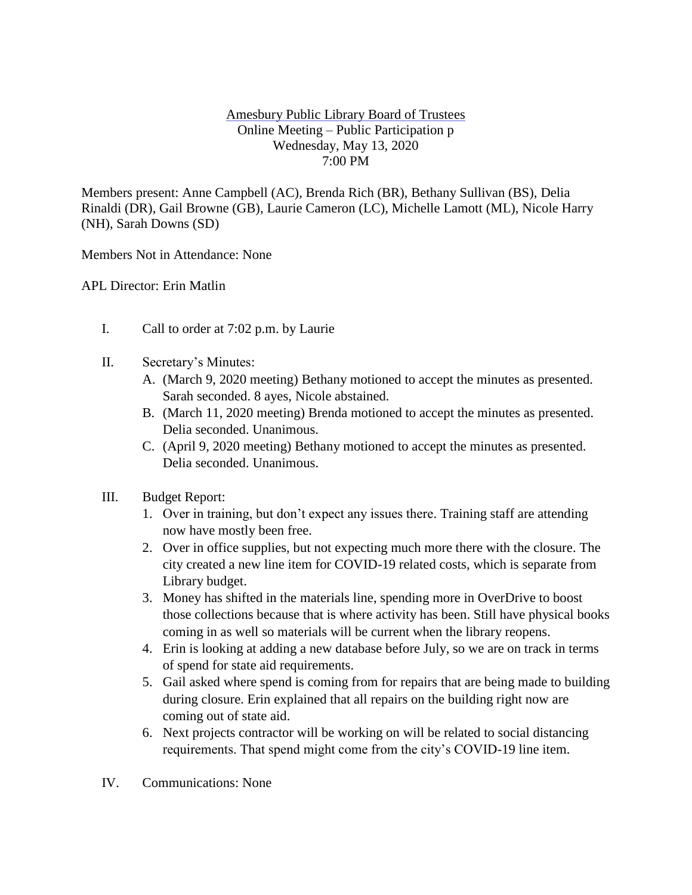Amesbury Public Library Board of Trustees
Online Meeting – Public Participation p
Wednesday, May 13, 2020
7:00 PM

Members present: Anne Campbell (AC), Brenda Rich (BR), Bethany Sullivan (BS), Delia Rinaldi (DR), Gail Browne (GB), Laurie Cameron (LC), Michelle Lamott (ML), Nicole Harry (NH), Sarah Downs (SD)

Members Not in Attendance: None

APL Director: Erin Matlin

I. Call to order at 7:02 p.m. by Laurie

II. Secretary's Minutes:
   A. (March 9, 2020 meeting) Bethany motioned to accept the minutes as presented. Sarah seconded. 8 ayes, Nicole abstained.
   B. (March 11, 2020 meeting) Brenda motioned to accept the minutes as presented. Delia seconded. Unanimous.
   C. (April 9, 2020 meeting) Bethany motioned to accept the minutes as presented. Delia seconded. Unanimous.

III. Budget Report:
   1. Over in training, but don't expect any issues there. Training staff are attending now have mostly been free.
   2. Over in office supplies, but not expecting much more there with the closure. The city created a new line item for COVID-19 related costs, which is separate from Library budget.
   3. Money has shifted in the materials line, spending more in OverDrive to boost those collections because that is where activity has been. Still have physical books coming in as well so materials will be current when the library reopens.
   4. Erin is looking at adding a new database before July, so we are on track in terms of spend for state aid requirements.
   5. Gail asked where spend is coming from for repairs that are being made to building during closure. Erin explained that all repairs on the building right now are coming out of state aid.
   6. Next projects contractor will be working on will be related to social distancing requirements. That spend might come from the city's COVID-19 line item.

IV. Communications: None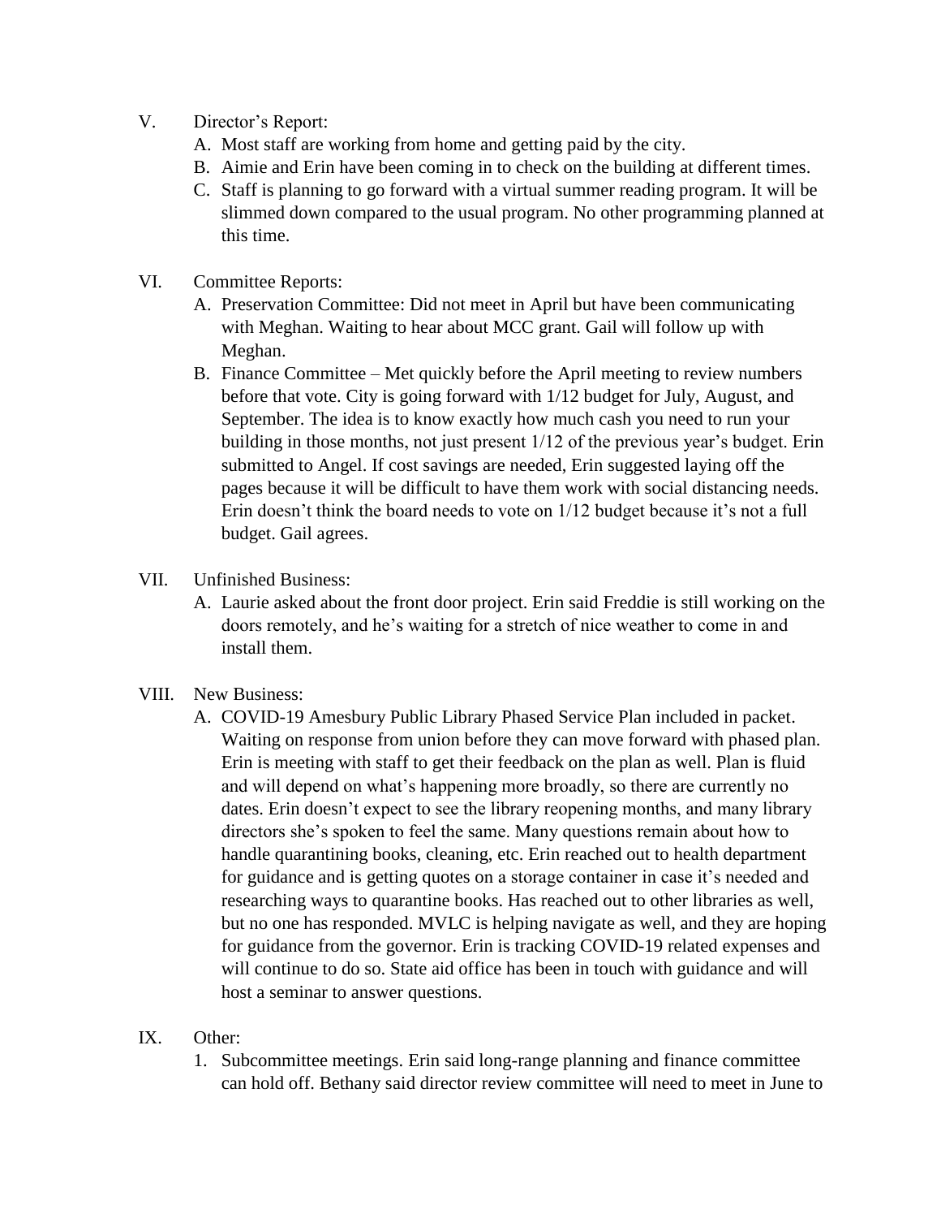V. Director's Report:

   A. Most staff are working from home and getting paid by the city.

   B. Aimie and Erin have been coming in to check on the building at different times.

   C. Staff is planning to go forward with a virtual summer reading program. It will be slimmed down compared to the usual program. No other programming planned at this time.

VI. Committee Reports:

   A. Preservation Committee: Did not meet in April but have been communicating with Meghan. Waiting to hear about MCC grant. Gail will follow up with Meghan.

   B. Finance Committee – Met quickly before the April meeting to review numbers before that vote. City is going forward with 1/12 budget for July, August, and September. The idea is to know exactly how much cash you need to run your building in those months, not just present 1/12 of the previous year's budget. Erin submitted to Angel. If cost savings are needed, Erin suggested laying off the pages because it will be difficult to have them work with social distancing needs. Erin doesn't think the board needs to vote on 1/12 budget because it's not a full budget. Gail agrees.

VII. Unfinished Business:

   A. Laurie asked about the front door project. Erin said Freddie is still working on the doors remotely, and he's waiting for a stretch of nice weather to come in and install them.

VIII. New Business:

   A. COVID-19 Amesbury Public Library Phased Service Plan included in packet. Waiting on response from union before they can move forward with phased plan. Erin is meeting with staff to get their feedback on the plan as well. Plan is fluid and will depend on what's happening more broadly, so there are currently no dates. Erin doesn't expect to see the library reopening months, and many library directors she's spoken to feel the same. Many questions remain about how to handle quarantining books, cleaning, etc. Erin reached out to health department for guidance and is getting quotes on a storage container in case it's needed and researching ways to quarantine books. Has reached out to other libraries as well, but no one has responded. MVLC is helping navigate as well, and they are hoping for guidance from the governor. Erin is tracking COVID-19 related expenses and will continue to do so. State aid office has been in touch with guidance and will host a seminar to answer questions.

IX. Other:

   1. Subcommittee meetings. Erin said long-range planning and finance committee can hold off. Bethany said director review committee will need to meet in June to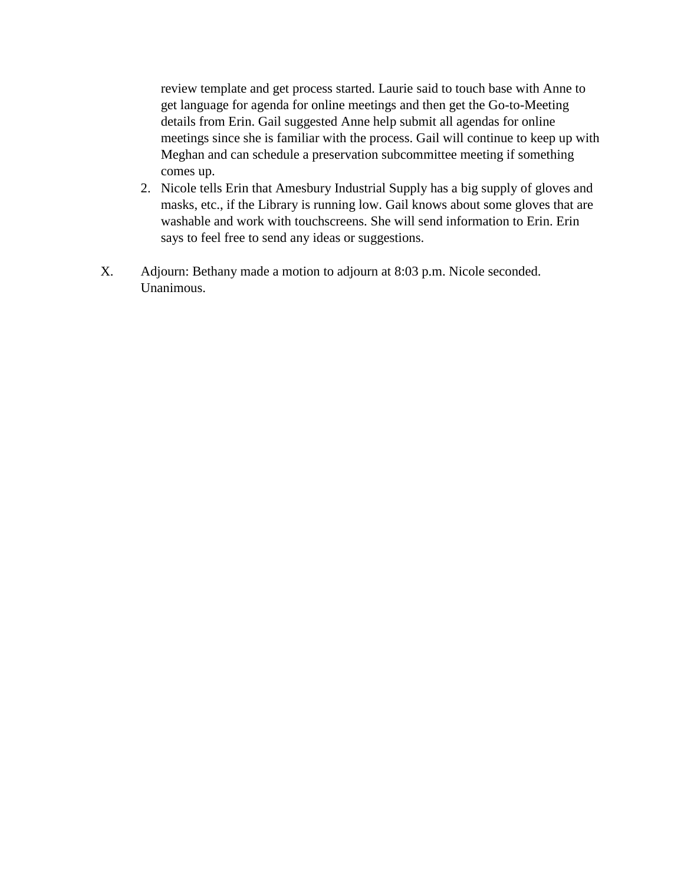review template and get process started. Laurie said to touch base with Anne to get language for agenda for online meetings and then get the Go-to-Meeting details from Erin. Gail suggested Anne help submit all agendas for online meetings since she is familiar with the process. Gail will continue to keep up with Meghan and can schedule a preservation subcommittee meeting if something comes up.

2. Nicole tells Erin that Amesbury Industrial Supply has a big supply of gloves and masks, etc., if the Library is running low. Gail knows about some gloves that are washable and work with touchscreens. She will send information to Erin. Erin says to feel free to send any ideas or suggestions.

X. Adjourn: Bethany made a motion to adjourn at 8:03 p.m. Nicole seconded. Unanimous.